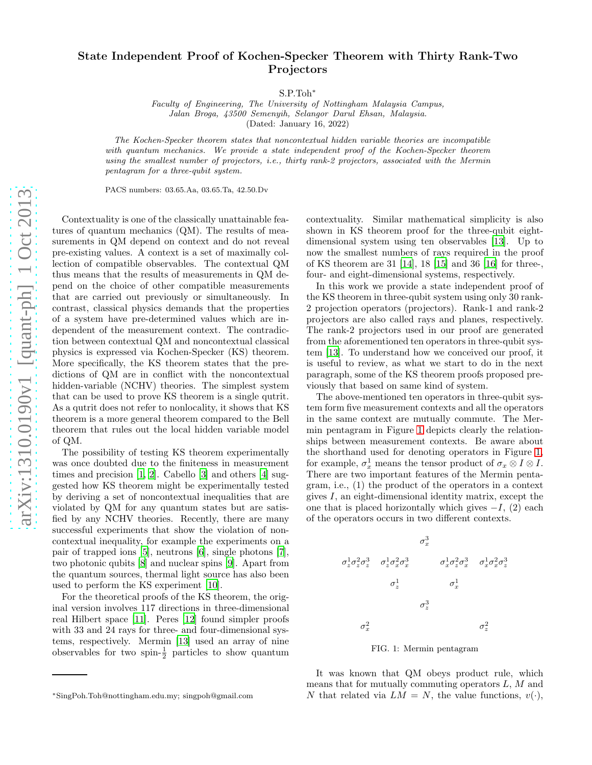# State Independent Proof of Kochen-Specker Theorem with Thirty Rank-Two Projectors

S.P.Toh*

*Faculty of Engineering, The University of Nottingham Malaysia Campus, Jalan Broga, 43500 Semenyih, Selangor Darul Ehsan, Malaysia.*

(Dated: January 16, 2022)

*The Kochen-Specker theorem states that noncontextual hidden variable theories are incompatible with quantum mechanics. We provide a state independent proof of the Kochen-Specker theorem using the smallest number of projectors, i.e., thirty rank-2 projectors, associated with the Mermin pentagram for a three-qubit system.*

PACS numbers: 03.65.Aa, 03.65.Ta, 42.50.Dv

Contextuality is one of the classically unattainable features of quantum mechanics (QM). The results of measurements in QM depend on context and do not reveal pre-existing values. A context is a set of maximally collection of compatible observables. The contextual QM thus means that the results of measurements in QM depend on the choice of other compatible measurements that are carried out previously or simultaneously. In contrast, classical physics demands that the properties of a system have pre-determined values which are independent of the measurement context. The contradiction between contextual QM and noncontextual classical physics is expressed via Kochen-Specker (KS) theorem. More specifically, the KS theorem states that the predictions of QM are in conflict with the noncontextual hidden-variable (NCHV) theories. The simplest system that can be used to prove KS theorem is a single qutrit. As a qutrit does not refer to nonlocality, it shows that KS theorem is a more general theorem compared to the Bell theorem that rules out the local hidden variable model of QM.

The possibility of testing KS theorem experimentally was once doubted due to the finiteness in measurement times and precision [1, 2]. Cabello [3] and others [4] suggested how KS theorem might be experimentally tested by deriving a set of noncontextual inequalities that are violated by QM for any quantum states but are satisfied by any NCHV theories. Recently, there are many successful experiments that show the violation of noncontextual inequality, for example the experiments on a pair of trapped ions [5], neutrons [6], single photons [7], two photonic qubits [8] and nuclear spins [9]. Apart from the quantum sources, thermal light source has also been used to perform the KS experiment [10].

For the theoretical proofs of the KS theorem, the original version involves 117 directions in three-dimensional real Hilbert space [11]. Peres [12] found simpler proofs with 33 and 24 rays for three- and four-dimensional systems, respectively. Mermin [13] used an array of nine observables for two spin-$\frac{1}{2}$ particles to show quantum contextuality. Similar mathematical simplicity is also shown in KS theorem proof for the three-qubit eight-dimensional system using ten observables [13]. Up to now the smallest numbers of rays required in the proof of KS theorem are 31 [14], 18 [15] and 36 [16] for three-, four- and eight-dimensional systems, respectively.

In this work we provide a state independent proof of the KS theorem in three-qubit system using only 30 rank-2 projection operators (projectors). Rank-1 and rank-2 projectors are also called rays and planes, respectively. The rank-2 projectors used in our proof are generated from the aforementioned ten operators in three-qubit system [13]. To understand how we conceived our proof, it is useful to review, as what we start to do in the next paragraph, some of the KS theorem proofs proposed previously that based on same kind of system.

The above-mentioned ten operators in three-qubit system form five measurement contexts and all the operators in the same context are mutually commute. The Mermin pentagram in Figure 1 depicts clearly the relationships between measurement contexts. Be aware about the shorthand used for denoting operators in Figure 1, for example, $\sigma_x^1$ means the tensor product of $\sigma_x \otimes I \otimes I$. There are two important features of the Mermin pentagram, i.e., (1) the product of the operators in a context gives $I$, an eight-dimensional identity matrix, except the one that is placed horizontally which gives $-I$, (2) each of the operators occurs in two different contexts.

$$
\begin{array}{ccccccc}
 & & & \sigma_x^3 & & & \\
\sigma_z^1\sigma_z^2\sigma_z^3 & \sigma_z^1\sigma_z^2\sigma_x^3 & & & \sigma_x^1\sigma_z^2\sigma_x^3 & \sigma_x^1\sigma_x^2\sigma_z^3 & \\
 & \sigma_z^1 & & & \sigma_x^1 & & \\
 & & & \sigma_z^3 & & & \\
\sigma_x^2 & & & & & & \sigma_z^2
\end{array}
$$

FIG. 1: Mermin pentagram

It was known that QM obeys product rule, which means that for mutually commuting operators $L$, $M$ and $N$ that related via $LM = N$, the value functions, $v(\cdot)$,

*SingPoh.Toh@nottingham.edu.my; singpoh@gmail.com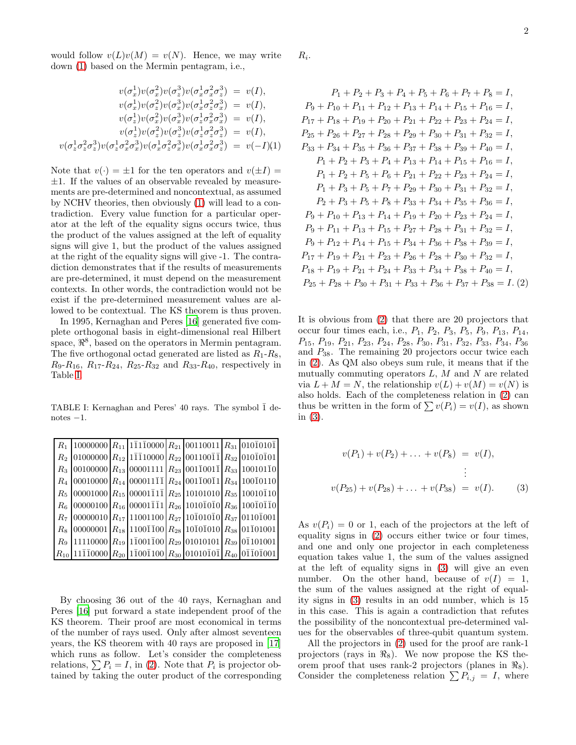would follow $v(L)v(M) = v(N)$. Hence, we may write down (1) based on the Mermin pentagram, i.e.,

$$
\begin{aligned}
v(\sigma_x^1)v(\sigma_x^2)v(\sigma_x^3)v(\sigma_x^1\sigma_x^2\sigma_x^3) &= v(I),\\
v(\sigma_x^1)v(\sigma_z^2)v(\sigma_z^3)v(\sigma_x^1\sigma_z^2\sigma_z^3) &= v(I),\\
v(\sigma_z^1)v(\sigma_x^2)v(\sigma_z^3)v(\sigma_z^1\sigma_x^2\sigma_z^3) &= v(I),\\
v(\sigma_z^1)v(\sigma_z^2)v(\sigma_x^3)v(\sigma_z^1\sigma_z^2\sigma_x^3) &= v(I),\\
v(\sigma_z^1\sigma_z^2\sigma_x^3)v(\sigma_z^1\sigma_x^2\sigma_z^3)v(\sigma_x^1\sigma_z^2\sigma_z^3)v(\sigma_x^1\sigma_x^2\sigma_x^3) &= v(-I)
\end{aligned} \quad (1)
$$

Note that $v(\cdot) = \pm 1$ for the ten operators and $v(\pm I) = \pm 1$. If the values of an observable revealed by measurements are pre-determined and noncontextual, as assumed by NCHV theories, then obviously (1) will lead to a contradiction. Every value function for a particular operator at the left of the equality signs occurs twice, thus the product of the values assigned at the left of equality signs will give 1, but the product of the values assigned at the right of the equality signs will give -1. The contradiction demonstrates that if the results of measurements are pre-determined, it must depend on the measurement contexts. In other words, the contradiction would not be exist if the pre-determined measurement values are allowed to be contextual. The KS theorem is thus proven.

In 1995, Kernaghan and Peres [16] generated five complete orthogonal basis in eight-dimensional real Hilbert space, $\Re^8$, based on the operators in Mermin pentagram. The five orthogonal octad generated are listed as $R_1$-$R_8$, $R_9$-$R_{16}$, $R_{17}$-$R_{24}$, $R_{25}$-$R_{32}$ and $R_{33}$-$R_{40}$, respectively in Table I.

TABLE I: Kernaghan and Peres' 40 rays. The symbol $\bar{1}$ denotes $-1$.

| | | | | | | | |
|---|---|---|---|---|---|---|---|
| $R_1$ | 10000000 | $R_{11}$ | $1\bar{1}1\bar{1}0000$ | $R_{21}$ | 00110011 | $R_{31}$ | $010\bar{1}010\bar{1}$ |
| $R_2$ | 01000000 | $R_{12}$ | $1\bar{1}\bar{1}10000$ | $R_{22}$ | $001100\bar{1}\bar{1}$ | $R_{32}$ | $010\bar{1}0\bar{1}01$ |
| $R_3$ | 00100000 | $R_{13}$ | 00001111 | $R_{23}$ | $001\bar{1}001\bar{1}$ | $R_{33}$ | $100101\bar{1}0$ |
| $R_4$ | 00010000 | $R_{14}$ | $000011\bar{1}\bar{1}$ | $R_{24}$ | $001\bar{1}00\bar{1}1$ | $R_{34}$ | $100\bar{1}0110$ |
| $R_5$ | 00001000 | $R_{15}$ | $00001\bar{1}1\bar{1}$ | $R_{25}$ | 10101010 | $R_{35}$ | $10010\bar{1}10$ |
| $R_6$ | 00000100 | $R_{16}$ | $00001\bar{1}\bar{1}1$ | $R_{26}$ | $1010\bar{1}0\bar{1}0$ | $R_{36}$ | $100\bar{1}0\bar{1}\bar{1}0$ |
| $R_7$ | 00000010 | $R_{17}$ | 11001100 | $R_{27}$ | $10\bar{1}010\bar{1}0$ | $R_{37}$ | $0110\bar{1}001$ |
| $R_8$ | 00000001 | $R_{18}$ | $1100\bar{1}\bar{1}00$ | $R_{28}$ | $10\bar{1}0\bar{1}010$ | $R_{38}$ | $01\bar{1}01001$ |
| $R_9$ | 11110000 | $R_{19}$ | $1\bar{1}001\bar{1}00$ | $R_{29}$ | 01010101 | $R_{39}$ | $0\bar{1}101001$ |
| $R_{10}$ | $11\bar{1}\bar{1}0000$ | $R_{20}$ | $1\bar{1}00\bar{1}100$ | $R_{30}$ | $0101\bar{0}\bar{1}0\bar{1}$ | $R_{40}$ | $0\bar{1}\bar{1}0\bar{1}001$ |

By choosing 36 out of the 40 rays, Kernaghan and Peres [16] put forward a state independent proof of the KS theorem. Their proof are most economical in terms of the number of rays used. Only after almost seventeen years, the KS theorem with 40 rays are proposed in [17] which runs as follow. Let's consider the completeness relations, $\sum P_i = I$, in (2). Note that $P_i$ is projector obtained by taking the outer product of the corresponding $R_i$.

$$
\begin{aligned}
P_1 + P_2 + P_3 + P_4 + P_5 + P_6 + P_7 + P_8 &= I,\\
P_9 + P_{10} + P_{11} + P_{12} + P_{13} + P_{14} + P_{15} + P_{16} &= I,\\
P_{17} + P_{18} + P_{19} + P_{20} + P_{21} + P_{22} + P_{23} + P_{24} &= I,\\
P_{25} + P_{26} + P_{27} + P_{28} + P_{29} + P_{30} + P_{31} + P_{32} &= I,\\
P_{33} + P_{34} + P_{35} + P_{36} + P_{37} + P_{38} + P_{39} + P_{40} &= I,\\
P_1 + P_2 + P_3 + P_4 + P_{13} + P_{14} + P_{15} + P_{16} &= I,\\
P_1 + P_2 + P_5 + P_6 + P_{21} + P_{22} + P_{23} + P_{24} &= I,\\
P_1 + P_3 + P_5 + P_7 + P_{29} + P_{30} + P_{31} + P_{32} &= I,\\
P_2 + P_3 + P_5 + P_8 + P_{33} + P_{34} + P_{35} + P_{36} &= I,\\
P_9 + P_{10} + P_{13} + P_{14} + P_{19} + P_{20} + P_{23} + P_{24} &= I,\\
P_9 + P_{11} + P_{13} + P_{15} + P_{27} + P_{28} + P_{31} + P_{32} &= I,\\
P_9 + P_{12} + P_{14} + P_{15} + P_{34} + P_{36} + P_{38} + P_{39} &= I,\\
P_{17} + P_{19} + P_{21} + P_{23} + P_{26} + P_{28} + P_{30} + P_{32} &= I,\\
P_{18} + P_{19} + P_{21} + P_{24} + P_{33} + P_{34} + P_{38} + P_{40} &= I,\\
P_{25} + P_{28} + P_{30} + P_{31} + P_{33} + P_{36} + P_{37} + P_{38} &= I.
\end{aligned} \quad (2)
$$

It is obvious from (2) that there are 20 projectors that occur four times each, i.e., $P_1$, $P_2$, $P_3$, $P_5$, $P_9$, $P_{13}$, $P_{14}$, $P_{15}$, $P_{19}$, $P_{21}$, $P_{23}$, $P_{24}$, $P_{28}$, $P_{30}$, $P_{31}$, $P_{32}$, $P_{33}$, $P_{34}$, $P_{36}$ and $P_{38}$. The remaining 20 projectors occur twice each in (2). As QM also obeys sum rule, it means that if the mutually commuting operators $L$, $M$ and $N$ are related via $L + M = N$, the relationship $v(L) + v(M) = v(N)$ is also holds. Each of the completeness relation in (2) can thus be written in the form of $\sum v(P_i) = v(I)$, as shown in (3).

$$
\begin{aligned}
v(P_1) + v(P_2) + \ldots + v(P_8) &= v(I),\\
&\vdots\\
v(P_{25}) + v(P_{28}) + \ldots + v(P_{38}) &= v(I).
\end{aligned} \quad (3)
$$

As $v(P_i) = 0$ or 1, each of the projectors at the left of equality signs in (2) occurs either twice or four times, and one and only one projector in each completeness equation takes value 1, the sum of the values assigned at the left of equality signs in (3) will give an even number. On the other hand, because of $v(I) = 1$, the sum of the values assigned at the right of equality signs in (3) results in an odd number, which is 15 in this case. This is again a contradiction that refutes the possibility of the noncontextual pre-determined values for the observables of three-qubit quantum system.

All the projectors in (2) used for the proof are rank-1 projectors (rays in $\Re_8$). We now propose the KS theorem proof that uses rank-2 projectors (planes in $\Re_8$). Consider the completeness relation $\sum P_{i,j} = I$, where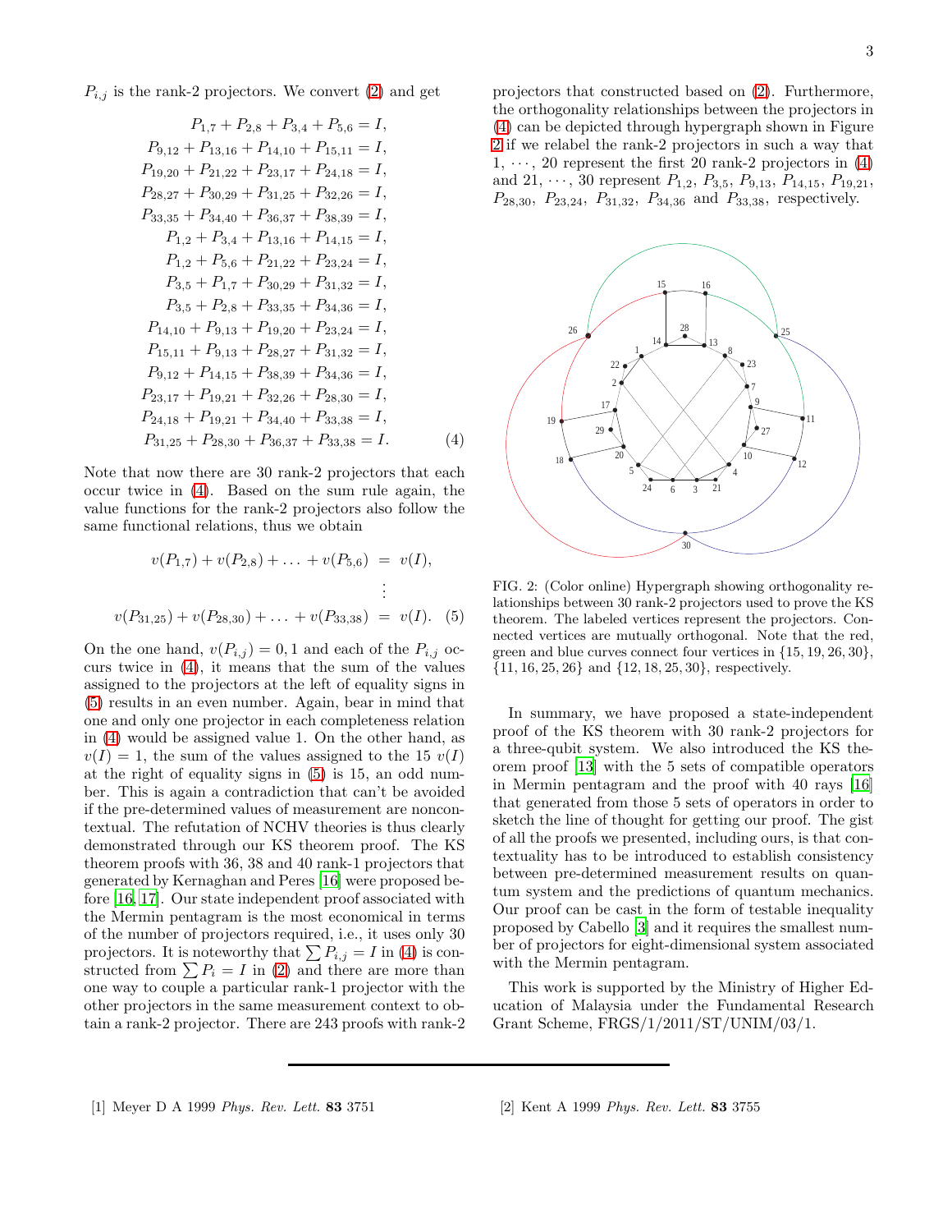$P_{i,j}$ is the rank-2 projectors. We convert (2) and get

$$
\begin{aligned}
P_{1,7} + P_{2,8} + P_{3,4} + P_{5,6} &= I, \\
P_{9,12} + P_{13,16} + P_{14,10} + P_{15,11} &= I, \\
P_{19,20} + P_{21,22} + P_{23,17} + P_{24,18} &= I, \\
P_{28,27} + P_{30,29} + P_{31,25} + P_{32,26} &= I, \\
P_{33,35} + P_{34,40} + P_{36,37} + P_{38,39} &= I, \\
P_{1,2} + P_{3,4} + P_{13,16} + P_{14,15} &= I, \\
P_{1,2} + P_{5,6} + P_{21,22} + P_{23,24} &= I, \\
P_{3,5} + P_{1,7} + P_{30,29} + P_{31,32} &= I, \\
P_{3,5} + P_{2,8} + P_{33,35} + P_{34,36} &= I, \\
P_{14,10} + P_{9,13} + P_{19,20} + P_{23,24} &= I, \\
P_{15,11} + P_{9,13} + P_{28,27} + P_{31,32} &= I, \\
P_{9,12} + P_{14,15} + P_{38,39} + P_{34,36} &= I, \\
P_{23,17} + P_{19,21} + P_{32,26} + P_{28,30} &= I, \\
P_{24,18} + P_{19,21} + P_{34,40} + P_{33,38} &= I, \\
P_{31,25} + P_{28,30} + P_{36,37} + P_{33,38} &= I.
\end{aligned}
\tag{4}
$$

Note that now there are 30 rank-2 projectors that each occur twice in (4). Based on the sum rule again, the value functions for the rank-2 projectors also follow the same functional relations, thus we obtain

$$
\begin{aligned}
v(P_{1,7}) + v(P_{2,8}) + \ldots + v(P_{5,6}) &= v(I), \\
&\vdots \\
v(P_{31,25}) + v(P_{28,30}) + \ldots + v(P_{33,38}) &= v(I).
\end{aligned}
\tag{5}
$$

On the one hand, $v(P_{i,j}) = 0, 1$ and each of the $P_{i,j}$ occurs twice in (4), it means that the sum of the values assigned to the projectors at the left of equality signs in (5) results in an even number. Again, bear in mind that one and only one projector in each completeness relation in (4) would be assigned value 1. On the other hand, as $v(I) = 1$, the sum of the values assigned to the 15 $v(I)$ at the right of equality signs in (5) is 15, an odd number. This is again a contradiction that can't be avoided if the pre-determined values of measurement are noncontextual. The refutation of NCHV theories is thus clearly demonstrated through our KS theorem proof. The KS theorem proofs with 36, 38 and 40 rank-1 projectors that generated by Kernaghan and Peres [16] were proposed before [16, 17]. Our state independent proof associated with the Mermin pentagram is the most economical in terms of the number of projectors required, i.e., it uses only 30 projectors. It is noteworthy that $\sum P_{i,j} = I$ in (4) is constructed from $\sum P_i = I$ in (2) and there are more than one way to couple a particular rank-1 projector with the other projectors in the same measurement context to obtain a rank-2 projector. There are 243 proofs with rank-2 projectors that constructed based on (2). Furthermore, the orthogonality relationships between the projectors in (4) can be depicted through hypergraph shown in Figure 2 if we relabel the rank-2 projectors in such a way that $1, \cdots, 20$ represent the first 20 rank-2 projectors in (4) and $21, \cdots, 30$ represent $P_{1,2}$, $P_{3,5}$, $P_{9,13}$, $P_{14,15}$, $P_{19,21}$, $P_{28,30}$, $P_{23,24}$, $P_{31,32}$, $P_{34,36}$ and $P_{33,38}$, respectively.

FIG. 2: (Color online) Hypergraph showing orthogonality relationships between 30 rank-2 projectors used to prove the KS theorem. The labeled vertices represent the projectors. Connected vertices are mutually orthogonal. Note that the red, green and blue curves connect four vertices in $\{15, 19, 26, 30\}$, $\{11, 16, 25, 26\}$ and $\{12, 18, 25, 30\}$, respectively.

In summary, we have proposed a state-independent proof of the KS theorem with 30 rank-2 projectors for a three-qubit system. We also introduced the KS theorem proof [13] with the 5 sets of compatible operators in Mermin pentagram and the proof with 40 rays [16] that generated from those 5 sets of operators in order to sketch the line of thought for getting our proof. The gist of all the proofs we presented, including ours, is that contextuality has to be introduced to establish consistency between pre-determined measurement results on quantum system and the predictions of quantum mechanics. Our proof can be cast in the form of testable inequality proposed by Cabello [3] and it requires the smallest number of projectors for eight-dimensional system associated with the Mermin pentagram.

This work is supported by the Ministry of Higher Education of Malaysia under the Fundamental Research Grant Scheme, FRGS/1/2011/ST/UNIM/03/1.

---

[1] Meyer D A 1999 *Phys. Rev. Lett.* **83** 3751

[2] Kent A 1999 *Phys. Rev. Lett.* **83** 3755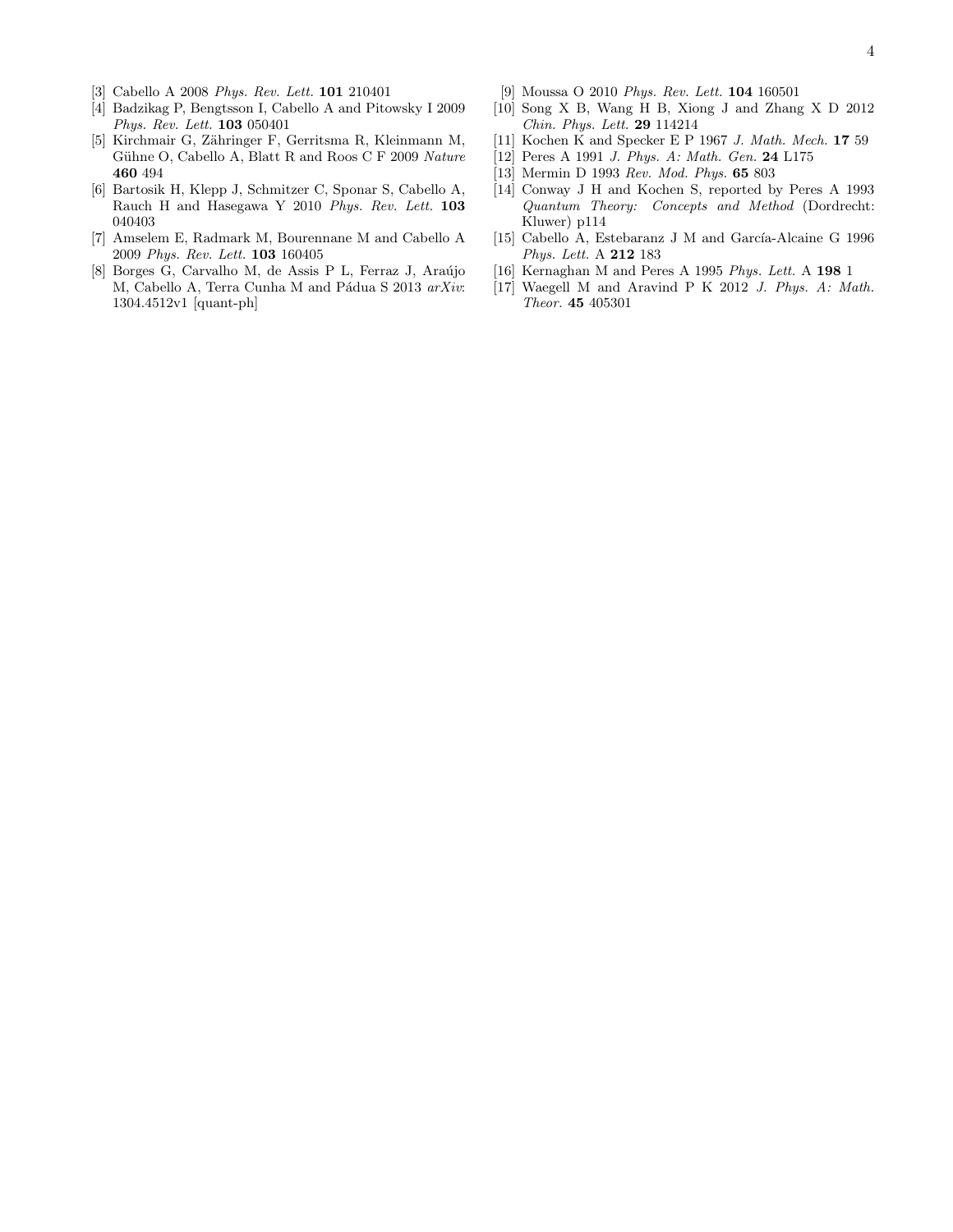[3] Cabello A 2008 *Phys. Rev. Lett.* **101** 210401

[4] Badzikag P, Bengtsson I, Cabello A and Pitowsky I 2009 *Phys. Rev. Lett.* **103** 050401

[5] Kirchmair G, Zähringer F, Gerritsma R, Kleinmann M, Gühne O, Cabello A, Blatt R and Roos C F 2009 *Nature* **460** 494

[6] Bartosik H, Klepp J, Schmitzer C, Sponar S, Cabello A, Rauch H and Hasegawa Y 2010 *Phys. Rev. Lett.* **103** 040403

[7] Amselem E, Radmark M, Bourennane M and Cabello A 2009 *Phys. Rev. Lett.* **103** 160405

[8] Borges G, Carvalho M, de Assis P L, Ferraz J, Araújo M, Cabello A, Terra Cunha M and Pádua S 2013 *arXiv*: 1304.4512v1 [quant-ph]

[9] Moussa O 2010 *Phys. Rev. Lett.* **104** 160501

[10] Song X B, Wang H B, Xiong J and Zhang X D 2012 *Chin. Phys. Lett.* **29** 114214

[11] Kochen K and Specker E P 1967 *J. Math. Mech.* **17** 59

[12] Peres A 1991 *J. Phys. A: Math. Gen.* **24** L175

[13] Mermin D 1993 *Rev. Mod. Phys.* **65** 803

[14] Conway J H and Kochen S, reported by Peres A 1993 *Quantum Theory: Concepts and Method* (Dordrecht: Kluwer) p114

[15] Cabello A, Estebaranz J M and García-Alcaine G 1996 *Phys. Lett.* A **212** 183

[16] Kernaghan M and Peres A 1995 *Phys. Lett.* A **198** 1

[17] Waegell M and Aravind P K 2012 *J. Phys. A: Math. Theor.* **45** 405301